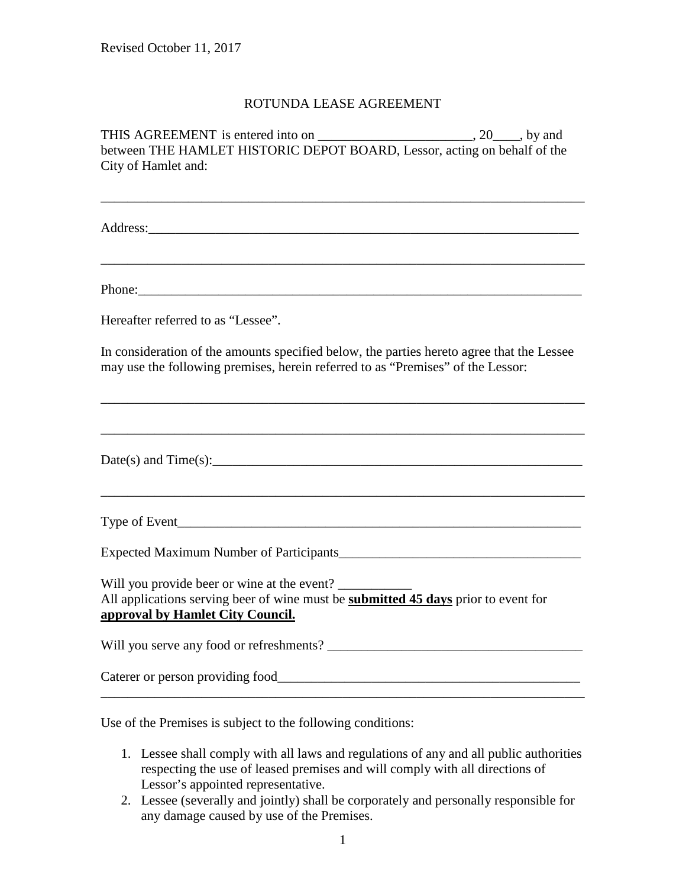Revised October 11, 2017

# ROTUNDA LEASE AGREEMENT

THIS AGREEMENT is entered into on _______________________, 20____, by and between THE HAMLET HISTORIC DEPOT BOARD, Lessor, acting on behalf of the City of Hamlet and:

_________________________________________________________________________

Address:_________________________________________________________________

_________________________________________________________________________

Phone:__________________________________________________________________

Hereafter referred to as "Lessee".

In consideration of the amounts specified below, the parties hereto agree that the Lessee may use the following premises, herein referred to as "Premises" of the Lessor:

_________________________________________________________________________

_________________________________________________________________________

Date(s) and Time(s):______________________________________________________

_________________________________________________________________________

Type of Event_____________________________________________________________

Expected Maximum Number of Participants____________________________________

Will you provide beer or wine at the event? ___________
All applications serving beer of wine must be **submitted 45 days** prior to event for **approval by Hamlet City Council.**

Will you serve any food or refreshments? _____________________________________

Caterer or person providing food____________________________________________
_________________________________________________________________________

Use of the Premises is subject to the following conditions:

1. Lessee shall comply with all laws and regulations of any and all public authorities respecting the use of leased premises and will comply with all directions of Lessor's appointed representative.
2. Lessee (severally and jointly) shall be corporately and personally responsible for any damage caused by use of the Premises.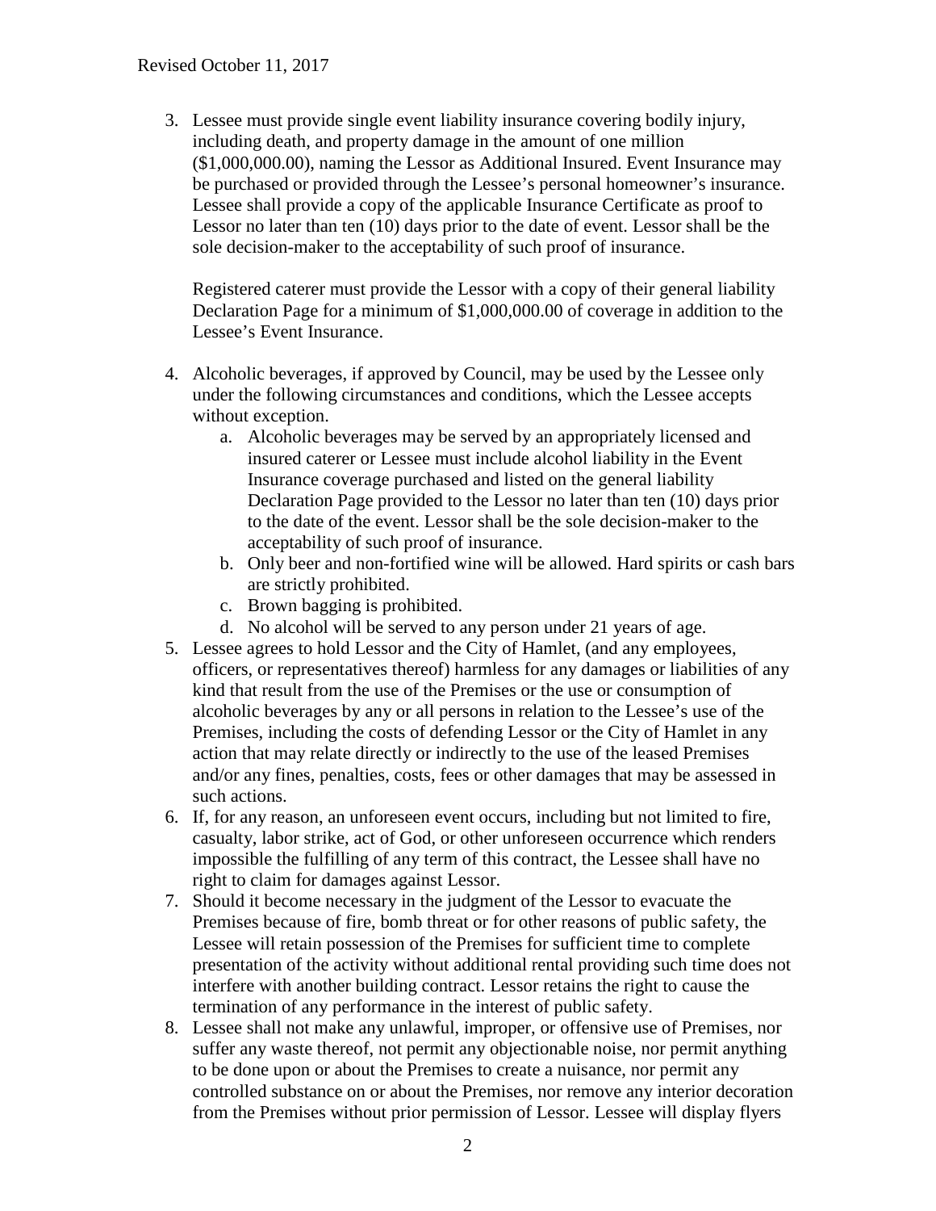3. Lessee must provide single event liability insurance covering bodily injury, including death, and property damage in the amount of one million ($1,000,000.00), naming the Lessor as Additional Insured. Event Insurance may be purchased or provided through the Lessee's personal homeowner's insurance. Lessee shall provide a copy of the applicable Insurance Certificate as proof to Lessor no later than ten (10) days prior to the date of event. Lessor shall be the sole decision-maker to the acceptability of such proof of insurance.

   Registered caterer must provide the Lessor with a copy of their general liability Declaration Page for a minimum of $1,000,000.00 of coverage in addition to the Lessee's Event Insurance.

4. Alcoholic beverages, if approved by Council, may be used by the Lessee only under the following circumstances and conditions, which the Lessee accepts without exception.
   a. Alcoholic beverages may be served by an appropriately licensed and insured caterer or Lessee must include alcohol liability in the Event Insurance coverage purchased and listed on the general liability Declaration Page provided to the Lessor no later than ten (10) days prior to the date of the event. Lessor shall be the sole decision-maker to the acceptability of such proof of insurance.
   b. Only beer and non-fortified wine will be allowed. Hard spirits or cash bars are strictly prohibited.
   c. Brown bagging is prohibited.
   d. No alcohol will be served to any person under 21 years of age.
5. Lessee agrees to hold Lessor and the City of Hamlet, (and any employees, officers, or representatives thereof) harmless for any damages or liabilities of any kind that result from the use of the Premises or the use or consumption of alcoholic beverages by any or all persons in relation to the Lessee's use of the Premises, including the costs of defending Lessor or the City of Hamlet in any action that may relate directly or indirectly to the use of the leased Premises and/or any fines, penalties, costs, fees or other damages that may be assessed in such actions.
6. If, for any reason, an unforeseen event occurs, including but not limited to fire, casualty, labor strike, act of God, or other unforeseen occurrence which renders impossible the fulfilling of any term of this contract, the Lessee shall have no right to claim for damages against Lessor.
7. Should it become necessary in the judgment of the Lessor to evacuate the Premises because of fire, bomb threat or for other reasons of public safety, the Lessee will retain possession of the Premises for sufficient time to complete presentation of the activity without additional rental providing such time does not interfere with another building contract. Lessor retains the right to cause the termination of any performance in the interest of public safety.
8. Lessee shall not make any unlawful, improper, or offensive use of Premises, nor suffer any waste thereof, not permit any objectionable noise, nor permit anything to be done upon or about the Premises to create a nuisance, nor permit any controlled substance on or about the Premises, nor remove any interior decoration from the Premises without prior permission of Lessor. Lessee will display flyers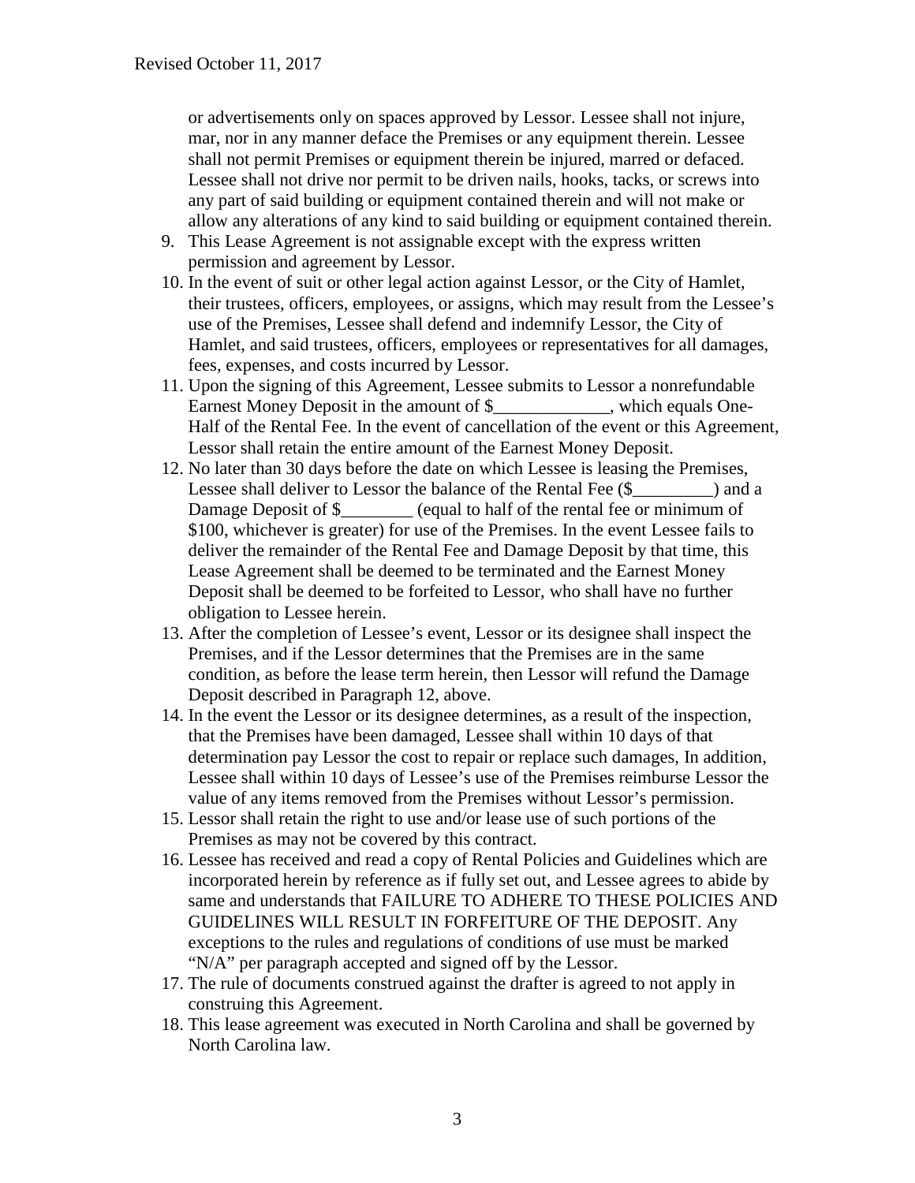or advertisements only on spaces approved by Lessor. Lessee shall not injure, mar, nor in any manner deface the Premises or any equipment therein. Lessee shall not permit Premises or equipment therein be injured, marred or defaced. Lessee shall not drive nor permit to be driven nails, hooks, tacks, or screws into any part of said building or equipment contained therein and will not make or allow any alterations of any kind to said building or equipment contained therein.

9. This Lease Agreement is not assignable except with the express written permission and agreement by Lessor.
10. In the event of suit or other legal action against Lessor, or the City of Hamlet, their trustees, officers, employees, or assigns, which may result from the Lessee's use of the Premises, Lessee shall defend and indemnify Lessor, the City of Hamlet, and said trustees, officers, employees or representatives for all damages, fees, expenses, and costs incurred by Lessor.
11. Upon the signing of this Agreement, Lessee submits to Lessor a nonrefundable Earnest Money Deposit in the amount of $_____________, which equals One-Half of the Rental Fee. In the event of cancellation of the event or this Agreement, Lessor shall retain the entire amount of the Earnest Money Deposit.
12. No later than 30 days before the date on which Lessee is leasing the Premises, Lessee shall deliver to Lessor the balance of the Rental Fee ($_________) and a Damage Deposit of $________ (equal to half of the rental fee or minimum of $100, whichever is greater) for use of the Premises. In the event Lessee fails to deliver the remainder of the Rental Fee and Damage Deposit by that time, this Lease Agreement shall be deemed to be terminated and the Earnest Money Deposit shall be deemed to be forfeited to Lessor, who shall have no further obligation to Lessee herein.
13. After the completion of Lessee's event, Lessor or its designee shall inspect the Premises, and if the Lessor determines that the Premises are in the same condition, as before the lease term herein, then Lessor will refund the Damage Deposit described in Paragraph 12, above.
14. In the event the Lessor or its designee determines, as a result of the inspection, that the Premises have been damaged, Lessee shall within 10 days of that determination pay Lessor the cost to repair or replace such damages, In addition, Lessee shall within 10 days of Lessee's use of the Premises reimburse Lessor the value of any items removed from the Premises without Lessor's permission.
15. Lessor shall retain the right to use and/or lease use of such portions of the Premises as may not be covered by this contract.
16. Lessee has received and read a copy of Rental Policies and Guidelines which are incorporated herein by reference as if fully set out, and Lessee agrees to abide by same and understands that FAILURE TO ADHERE TO THESE POLICIES AND GUIDELINES WILL RESULT IN FORFEITURE OF THE DEPOSIT. Any exceptions to the rules and regulations of conditions of use must be marked "N/A" per paragraph accepted and signed off by the Lessor.
17. The rule of documents construed against the drafter is agreed to not apply in construing this Agreement.
18. This lease agreement was executed in North Carolina and shall be governed by North Carolina law.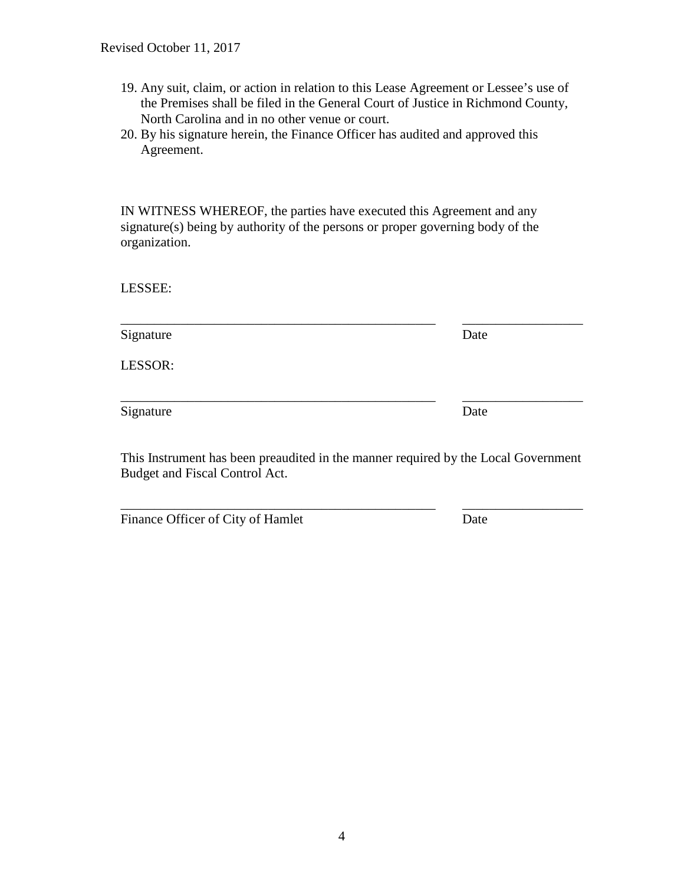19. Any suit, claim, or action in relation to this Lease Agreement or Lessee's use of the Premises shall be filed in the General Court of Justice in Richmond County, North Carolina and in no other venue or court.
20. By his signature herein, the Finance Officer has audited and approved this Agreement.

IN WITNESS WHEREOF, the parties have executed this Agreement and any signature(s) being by authority of the persons or proper governing body of the organization.

LESSEE:

_______________________________________________ _________________

Signature Date

LESSOR:

_______________________________________________ _________________

Signature Date

This Instrument has been preaudited in the manner required by the Local Government Budget and Fiscal Control Act.

_______________________________________________ _________________

Finance Officer of City of Hamlet Date